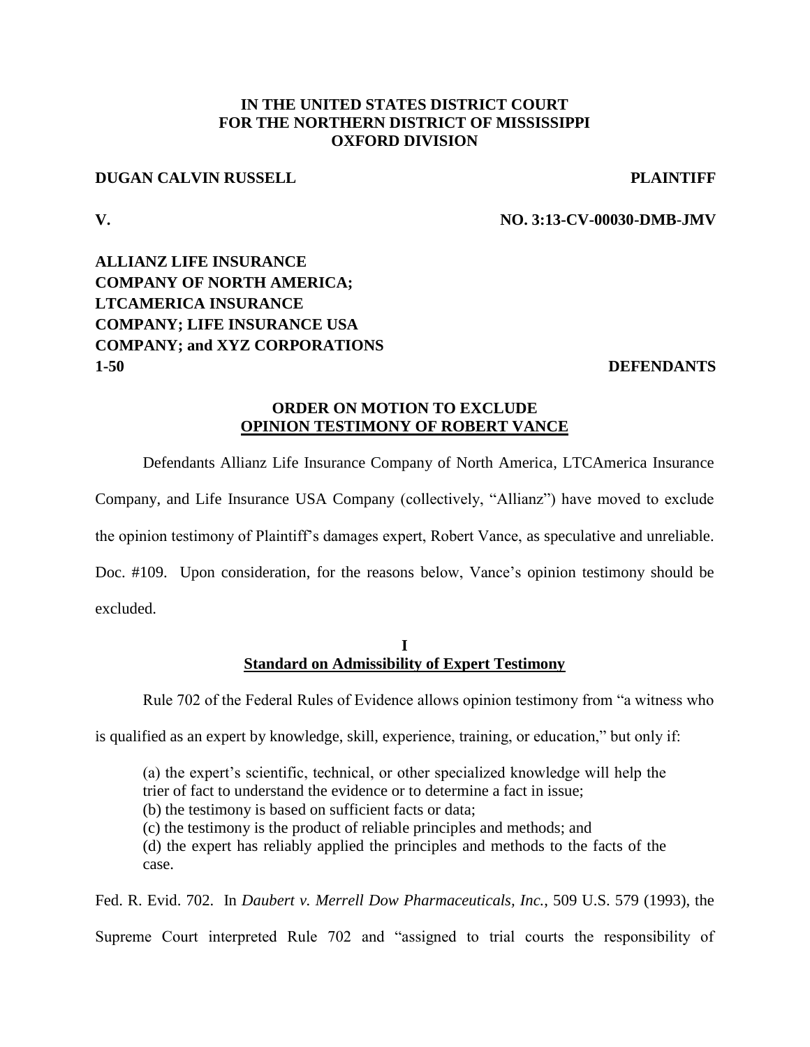**IN THE UNITED STATES DISTRICT COURT**
**FOR THE NORTHERN DISTRICT OF MISSISSIPPI**
**OXFORD DIVISION**

**DUGAN CALVIN RUSSELL** **PLAINTIFF**

**V.** **NO. 3:13-CV-00030-DMB-JMV**

**ALLIANZ LIFE INSURANCE COMPANY OF NORTH AMERICA; LTCAMERICA INSURANCE COMPANY; LIFE INSURANCE USA COMPANY; and XYZ CORPORATIONS 1-50** **DEFENDANTS**

## ORDER ON MOTION TO EXCLUDE OPINION TESTIMONY OF ROBERT VANCE

Defendants Allianz Life Insurance Company of North America, LTCAmerica Insurance Company, and Life Insurance USA Company (collectively, "Allianz") have moved to exclude the opinion testimony of Plaintiff's damages expert, Robert Vance, as speculative and unreliable. Doc. #109. Upon consideration, for the reasons below, Vance's opinion testimony should be excluded.

### I
### Standard on Admissibility of Expert Testimony

Rule 702 of the Federal Rules of Evidence allows opinion testimony from "a witness who is qualified as an expert by knowledge, skill, experience, training, or education," but only if:

> (a) the expert's scientific, technical, or other specialized knowledge will help the trier of fact to understand the evidence or to determine a fact in issue;
> (b) the testimony is based on sufficient facts or data;
> (c) the testimony is the product of reliable principles and methods; and
> (d) the expert has reliably applied the principles and methods to the facts of the case.

Fed. R. Evid. 702. In *Daubert v. Merrell Dow Pharmaceuticals, Inc.*, 509 U.S. 579 (1993), the Supreme Court interpreted Rule 702 and "assigned to trial courts the responsibility of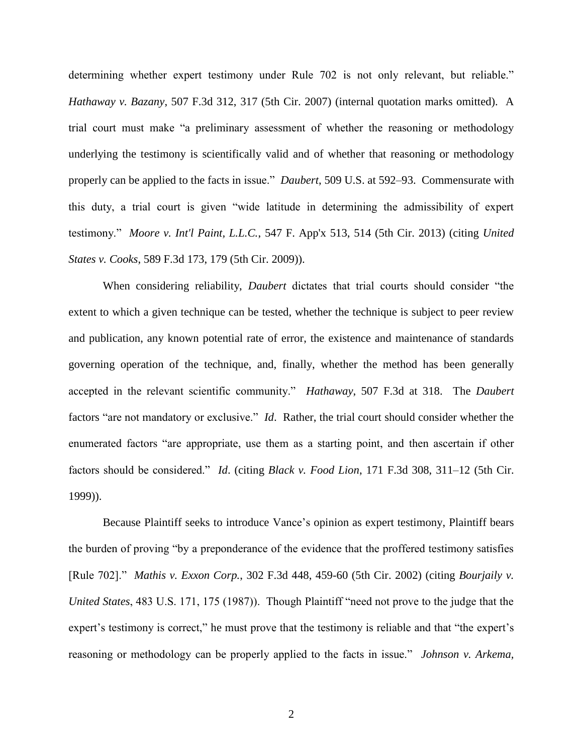determining whether expert testimony under Rule 702 is not only relevant, but reliable." *Hathaway v. Bazany*, 507 F.3d 312, 317 (5th Cir. 2007) (internal quotation marks omitted). A trial court must make "a preliminary assessment of whether the reasoning or methodology underlying the testimony is scientifically valid and of whether that reasoning or methodology properly can be applied to the facts in issue." *Daubert*, 509 U.S. at 592–93. Commensurate with this duty, a trial court is given "wide latitude in determining the admissibility of expert testimony." *Moore v. Int'l Paint, L.L.C.*, 547 F. App'x 513, 514 (5th Cir. 2013) (citing *United States v. Cooks*, 589 F.3d 173, 179 (5th Cir. 2009)).

When considering reliability, *Daubert* dictates that trial courts should consider "the extent to which a given technique can be tested, whether the technique is subject to peer review and publication, any known potential rate of error, the existence and maintenance of standards governing operation of the technique, and, finally, whether the method has been generally accepted in the relevant scientific community." *Hathaway*, 507 F.3d at 318. The *Daubert* factors "are not mandatory or exclusive." *Id*. Rather, the trial court should consider whether the enumerated factors "are appropriate, use them as a starting point, and then ascertain if other factors should be considered." *Id*. (citing *Black v. Food Lion*, 171 F.3d 308, 311–12 (5th Cir. 1999)).

Because Plaintiff seeks to introduce Vance's opinion as expert testimony, Plaintiff bears the burden of proving "by a preponderance of the evidence that the proffered testimony satisfies [Rule 702]." *Mathis v. Exxon Corp.*, 302 F.3d 448, 459-60 (5th Cir. 2002) (citing *Bourjaily v. United States*, 483 U.S. 171, 175 (1987)). Though Plaintiff "need not prove to the judge that the expert's testimony is correct," he must prove that the testimony is reliable and that "the expert's reasoning or methodology can be properly applied to the facts in issue." *Johnson v. Arkema,*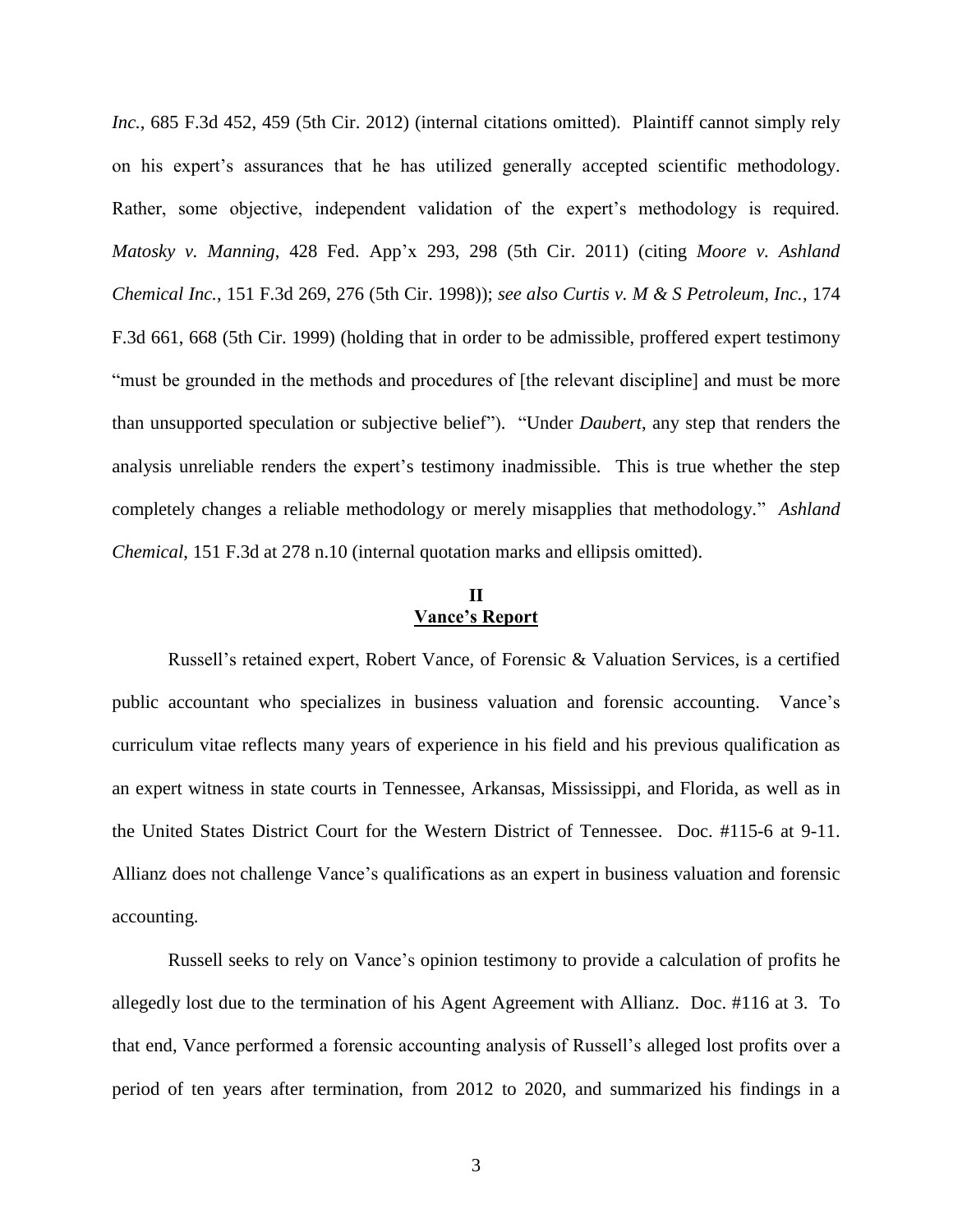*Inc.*, 685 F.3d 452, 459 (5th Cir. 2012) (internal citations omitted). Plaintiff cannot simply rely on his expert's assurances that he has utilized generally accepted scientific methodology. Rather, some objective, independent validation of the expert's methodology is required. *Matosky v. Manning*, 428 Fed. App'x 293, 298 (5th Cir. 2011) (citing *Moore v. Ashland Chemical Inc.*, 151 F.3d 269, 276 (5th Cir. 1998)); *see also Curtis v. M & S Petroleum, Inc.*, 174 F.3d 661, 668 (5th Cir. 1999) (holding that in order to be admissible, proffered expert testimony "must be grounded in the methods and procedures of [the relevant discipline] and must be more than unsupported speculation or subjective belief"). "Under *Daubert*, any step that renders the analysis unreliable renders the expert's testimony inadmissible. This is true whether the step completely changes a reliable methodology or merely misapplies that methodology." *Ashland Chemical*, 151 F.3d at 278 n.10 (internal quotation marks and ellipsis omitted).

## II
## Vance's Report

Russell's retained expert, Robert Vance, of Forensic & Valuation Services, is a certified public accountant who specializes in business valuation and forensic accounting. Vance's curriculum vitae reflects many years of experience in his field and his previous qualification as an expert witness in state courts in Tennessee, Arkansas, Mississippi, and Florida, as well as in the United States District Court for the Western District of Tennessee. Doc. #115-6 at 9-11. Allianz does not challenge Vance's qualifications as an expert in business valuation and forensic accounting.

Russell seeks to rely on Vance's opinion testimony to provide a calculation of profits he allegedly lost due to the termination of his Agent Agreement with Allianz. Doc. #116 at 3. To that end, Vance performed a forensic accounting analysis of Russell's alleged lost profits over a period of ten years after termination, from 2012 to 2020, and summarized his findings in a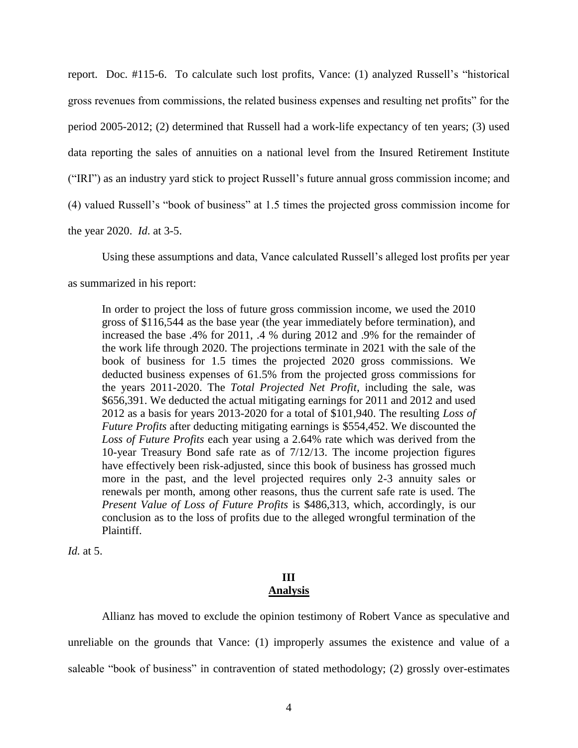report. Doc. #115-6. To calculate such lost profits, Vance: (1) analyzed Russell's "historical gross revenues from commissions, the related business expenses and resulting net profits" for the period 2005-2012; (2) determined that Russell had a work-life expectancy of ten years; (3) used data reporting the sales of annuities on a national level from the Insured Retirement Institute ("IRI") as an industry yard stick to project Russell's future annual gross commission income; and (4) valued Russell's "book of business" at 1.5 times the projected gross commission income for the year 2020. *Id.* at 3-5.

Using these assumptions and data, Vance calculated Russell's alleged lost profits per year as summarized in his report:

> In order to project the loss of future gross commission income, we used the 2010 gross of $116,544 as the base year (the year immediately before termination), and increased the base .4% for 2011, .4 % during 2012 and .9% for the remainder of the work life through 2020. The projections terminate in 2021 with the sale of the book of business for 1.5 times the projected 2020 gross commissions. We deducted business expenses of 61.5% from the projected gross commissions for the years 2011-2020. The *Total Projected Net Profit*, including the sale, was $656,391. We deducted the actual mitigating earnings for 2011 and 2012 and used 2012 as a basis for years 2013-2020 for a total of $101,940. The resulting *Loss of Future Profits* after deducting mitigating earnings is $554,452. We discounted the *Loss of Future Profits* each year using a 2.64% rate which was derived from the 10-year Treasury Bond safe rate as of 7/12/13. The income projection figures have effectively been risk-adjusted, since this book of business has grossed much more in the past, and the level projected requires only 2-3 annuity sales or renewals per month, among other reasons, thus the current safe rate is used. The *Present Value of Loss of Future Profits* is $486,313, which, accordingly, is our conclusion as to the loss of profits due to the alleged wrongful termination of the Plaintiff.

*Id.* at 5.

## III
## Analysis

Allianz has moved to exclude the opinion testimony of Robert Vance as speculative and unreliable on the grounds that Vance: (1) improperly assumes the existence and value of a saleable "book of business" in contravention of stated methodology; (2) grossly over-estimates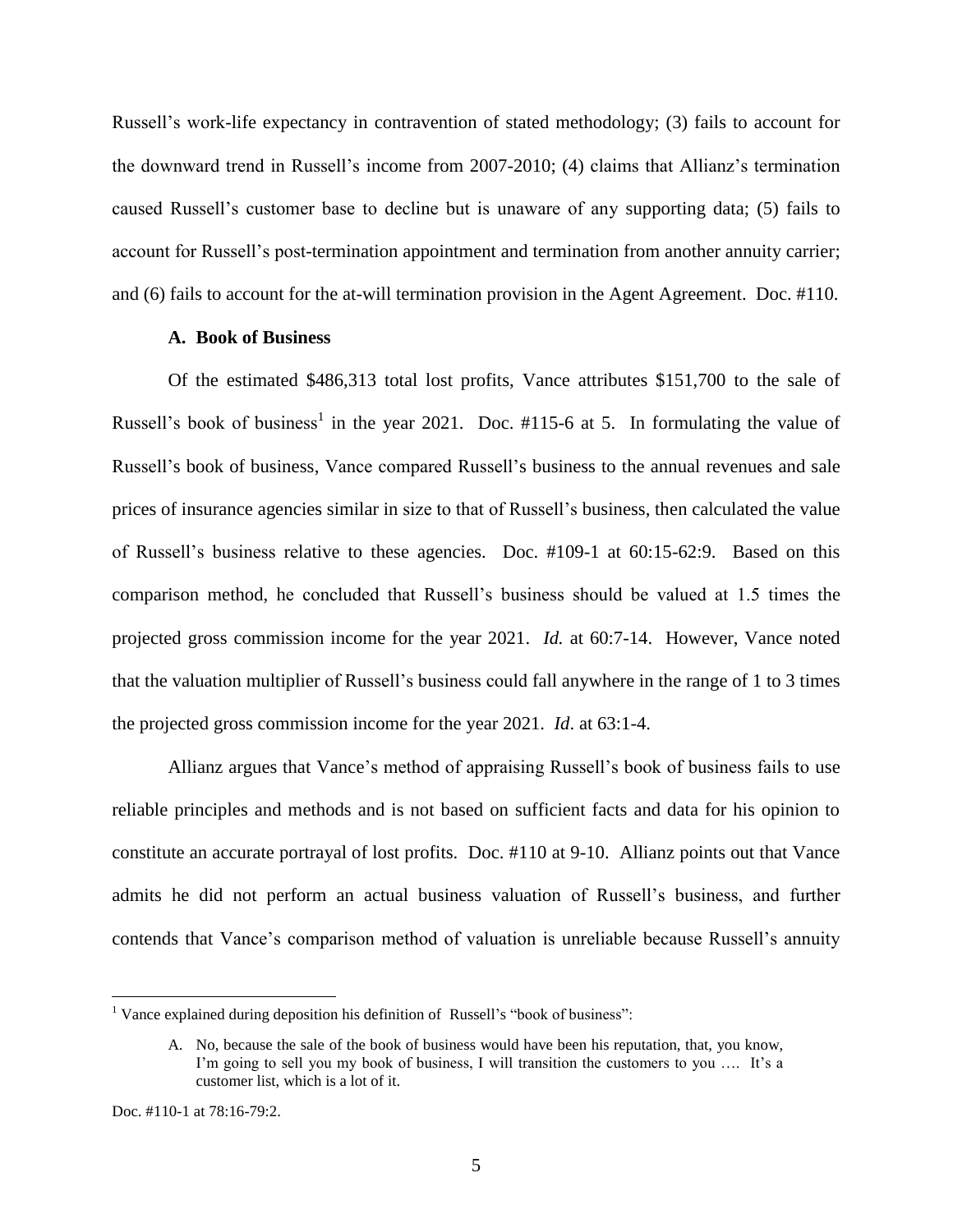Russell's work-life expectancy in contravention of stated methodology; (3) fails to account for the downward trend in Russell's income from 2007-2010; (4) claims that Allianz's termination caused Russell's customer base to decline but is unaware of any supporting data; (5) fails to account for Russell's post-termination appointment and termination from another annuity carrier; and (6) fails to account for the at-will termination provision in the Agent Agreement. Doc. #110.

### A. Book of Business

Of the estimated $486,313 total lost profits, Vance attributes $151,700 to the sale of Russell's book of business[1] in the year 2021. Doc. #115-6 at 5. In formulating the value of Russell's book of business, Vance compared Russell's business to the annual revenues and sale prices of insurance agencies similar in size to that of Russell's business, then calculated the value of Russell's business relative to these agencies. Doc. #109-1 at 60:15-62:9. Based on this comparison method, he concluded that Russell's business should be valued at 1.5 times the projected gross commission income for the year 2021. *Id.* at 60:7-14. However, Vance noted that the valuation multiplier of Russell's business could fall anywhere in the range of 1 to 3 times the projected gross commission income for the year 2021. *Id*. at 63:1-4.

Allianz argues that Vance's method of appraising Russell's book of business fails to use reliable principles and methods and is not based on sufficient facts and data for his opinion to constitute an accurate portrayal of lost profits. Doc. #110 at 9-10. Allianz points out that Vance admits he did not perform an actual business valuation of Russell's business, and further contends that Vance's comparison method of valuation is unreliable because Russell's annuity

---

[1] Vance explained during deposition his definition of Russell's "book of business":

> A. No, because the sale of the book of business would have been his reputation, that, you know, I'm going to sell you my book of business, I will transition the customers to you …. It's a customer list, which is a lot of it.

Doc. #110-1 at 78:16-79:2.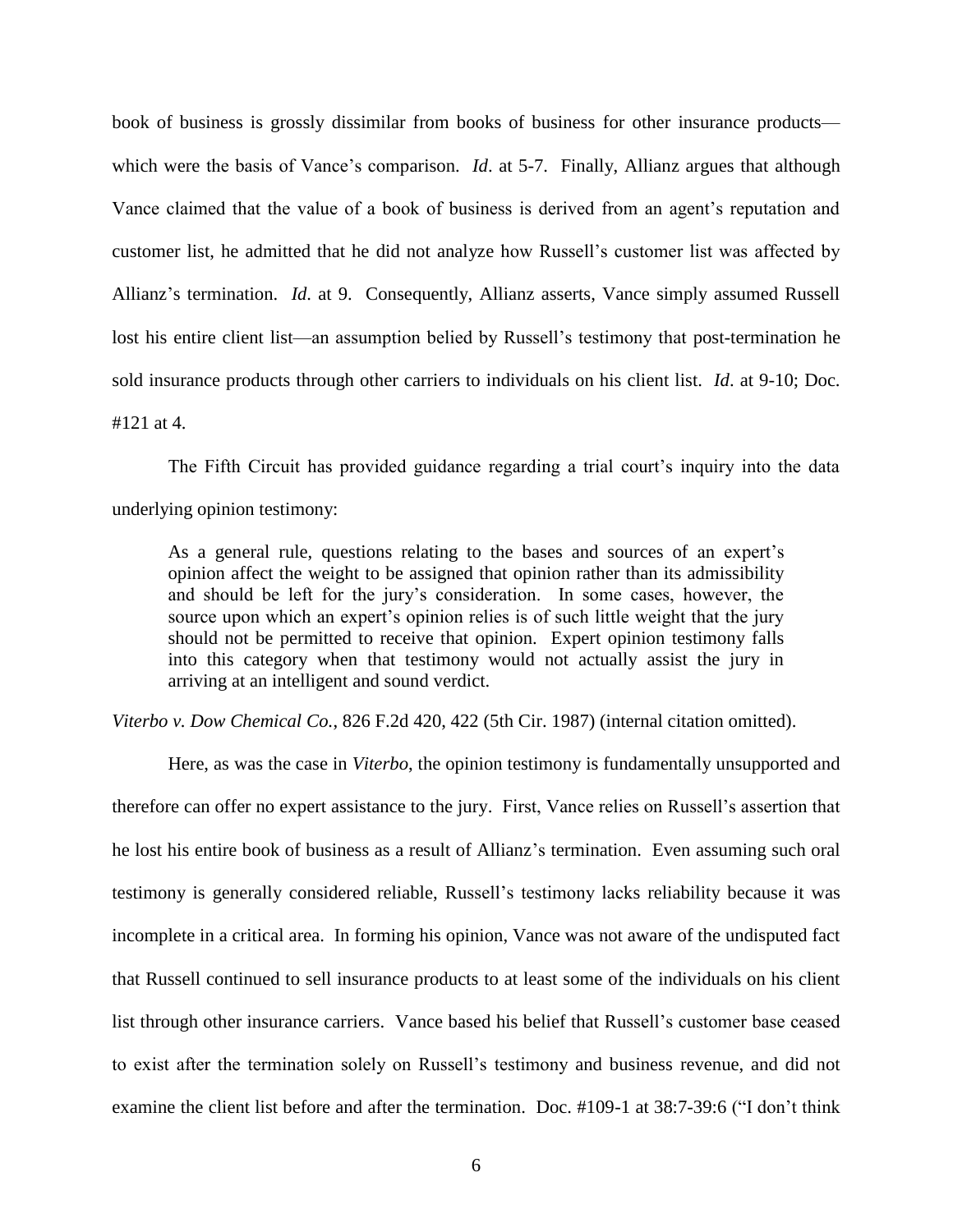book of business is grossly dissimilar from books of business for other insurance products—which were the basis of Vance's comparison. *Id*. at 5-7. Finally, Allianz argues that although Vance claimed that the value of a book of business is derived from an agent's reputation and customer list, he admitted that he did not analyze how Russell's customer list was affected by Allianz's termination. *Id*. at 9. Consequently, Allianz asserts, Vance simply assumed Russell lost his entire client list—an assumption belied by Russell's testimony that post-termination he sold insurance products through other carriers to individuals on his client list. *Id*. at 9-10; Doc. #121 at 4.

The Fifth Circuit has provided guidance regarding a trial court's inquiry into the data underlying opinion testimony:

> As a general rule, questions relating to the bases and sources of an expert's opinion affect the weight to be assigned that opinion rather than its admissibility and should be left for the jury's consideration. In some cases, however, the source upon which an expert's opinion relies is of such little weight that the jury should not be permitted to receive that opinion. Expert opinion testimony falls into this category when that testimony would not actually assist the jury in arriving at an intelligent and sound verdict.

*Viterbo v. Dow Chemical Co.*, 826 F.2d 420, 422 (5th Cir. 1987) (internal citation omitted).

Here, as was the case in *Viterbo*, the opinion testimony is fundamentally unsupported and therefore can offer no expert assistance to the jury. First, Vance relies on Russell's assertion that he lost his entire book of business as a result of Allianz's termination. Even assuming such oral testimony is generally considered reliable, Russell's testimony lacks reliability because it was incomplete in a critical area. In forming his opinion, Vance was not aware of the undisputed fact that Russell continued to sell insurance products to at least some of the individuals on his client list through other insurance carriers. Vance based his belief that Russell's customer base ceased to exist after the termination solely on Russell's testimony and business revenue, and did not examine the client list before and after the termination. Doc. #109-1 at 38:7-39:6 ("I don't think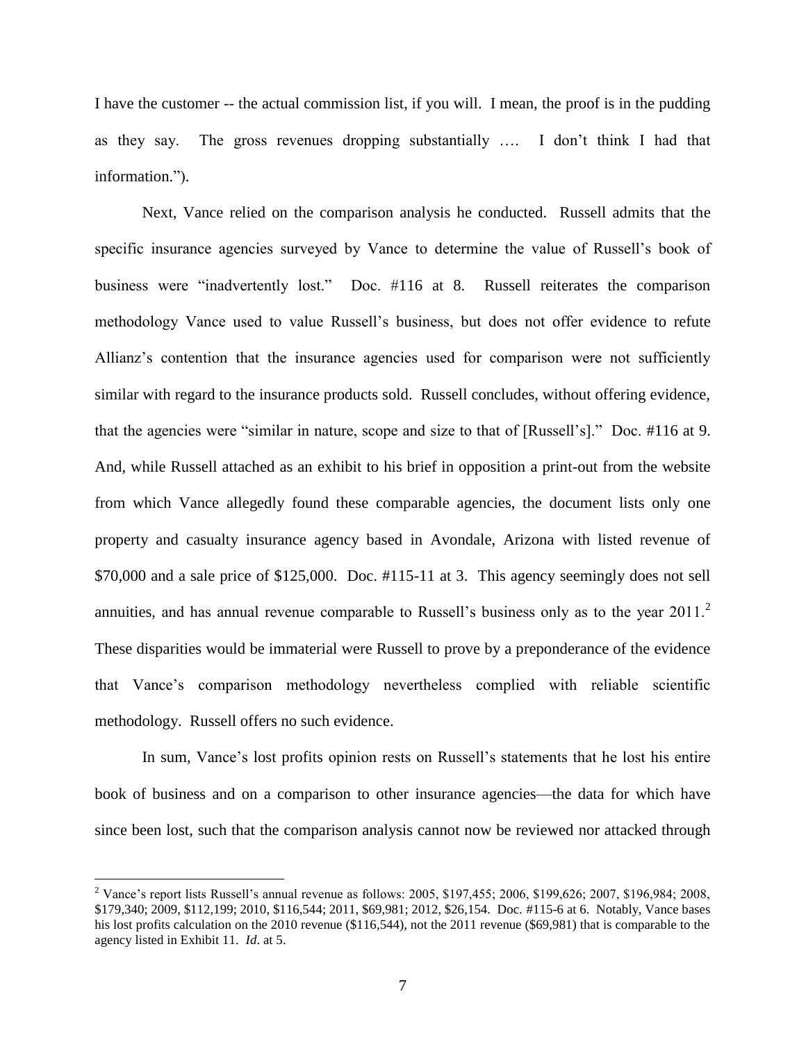I have the customer -- the actual commission list, if you will. I mean, the proof is in the pudding as they say. The gross revenues dropping substantially …. I don't think I had that information.").

Next, Vance relied on the comparison analysis he conducted. Russell admits that the specific insurance agencies surveyed by Vance to determine the value of Russell's book of business were "inadvertently lost." Doc. #116 at 8. Russell reiterates the comparison methodology Vance used to value Russell's business, but does not offer evidence to refute Allianz's contention that the insurance agencies used for comparison were not sufficiently similar with regard to the insurance products sold. Russell concludes, without offering evidence, that the agencies were "similar in nature, scope and size to that of [Russell's]." Doc. #116 at 9. And, while Russell attached as an exhibit to his brief in opposition a print-out from the website from which Vance allegedly found these comparable agencies, the document lists only one property and casualty insurance agency based in Avondale, Arizona with listed revenue of $70,000 and a sale price of $125,000. Doc. #115-11 at 3. This agency seemingly does not sell annuities, and has annual revenue comparable to Russell's business only as to the year 2011.[2] These disparities would be immaterial were Russell to prove by a preponderance of the evidence that Vance's comparison methodology nevertheless complied with reliable scientific methodology. Russell offers no such evidence.

In sum, Vance's lost profits opinion rests on Russell's statements that he lost his entire book of business and on a comparison to other insurance agencies—the data for which have since been lost, such that the comparison analysis cannot now be reviewed nor attacked through

---

[2] Vance's report lists Russell's annual revenue as follows: 2005, $197,455; 2006, $199,626; 2007, $196,984; 2008, $179,340; 2009, $112,199; 2010, $116,544; 2011, $69,981; 2012, $26,154. Doc. #115-6 at 6. Notably, Vance bases his lost profits calculation on the 2010 revenue ($116,544), not the 2011 revenue ($69,981) that is comparable to the agency listed in Exhibit 11. *Id*. at 5.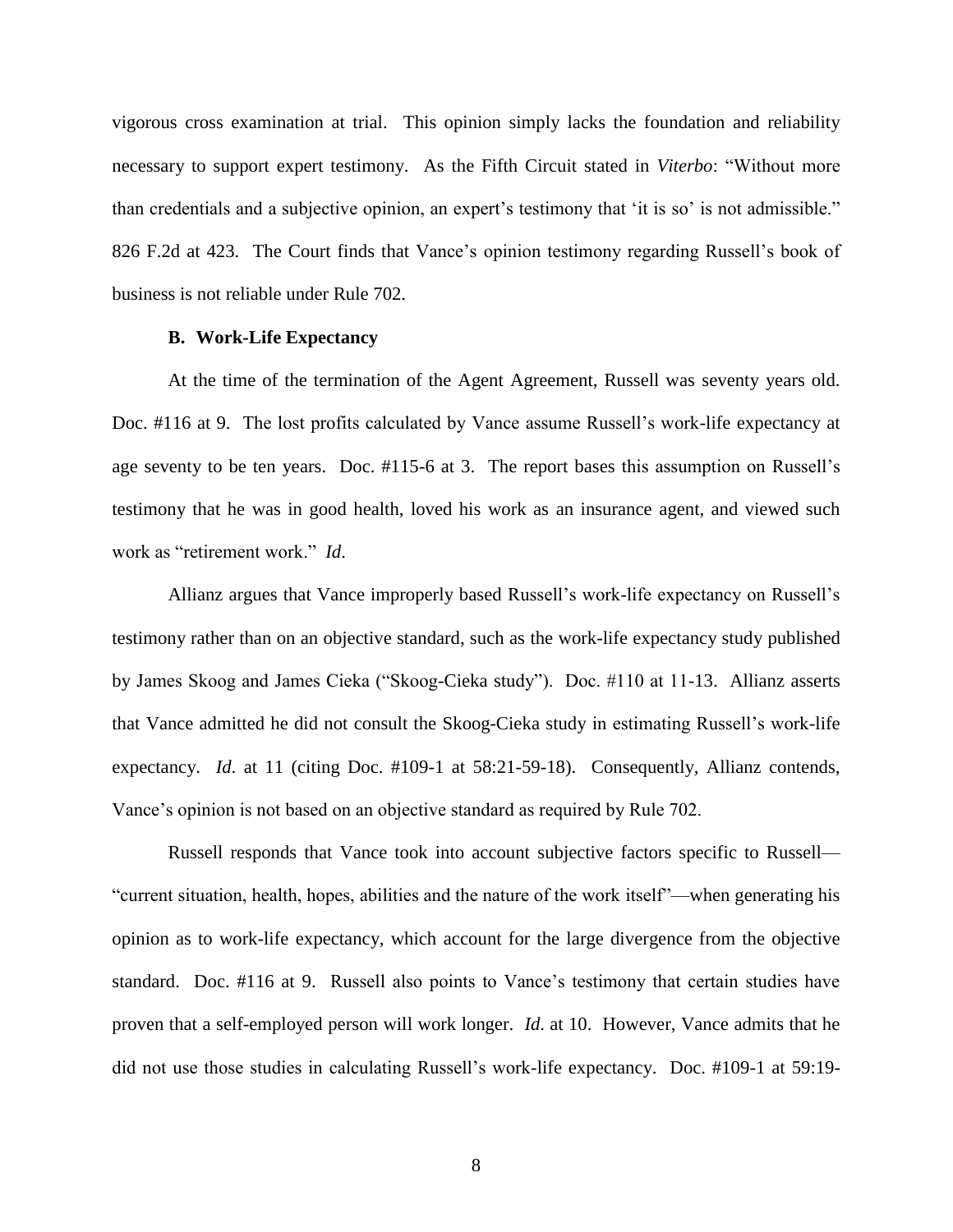vigorous cross examination at trial. This opinion simply lacks the foundation and reliability necessary to support expert testimony. As the Fifth Circuit stated in *Viterbo*: "Without more than credentials and a subjective opinion, an expert's testimony that 'it is so' is not admissible." 826 F.2d at 423. The Court finds that Vance's opinion testimony regarding Russell's book of business is not reliable under Rule 702.

**B. Work-Life Expectancy**

At the time of the termination of the Agent Agreement, Russell was seventy years old. Doc. #116 at 9. The lost profits calculated by Vance assume Russell's work-life expectancy at age seventy to be ten years. Doc. #115-6 at 3. The report bases this assumption on Russell's testimony that he was in good health, loved his work as an insurance agent, and viewed such work as "retirement work." *Id*.

Allianz argues that Vance improperly based Russell's work-life expectancy on Russell's testimony rather than on an objective standard, such as the work-life expectancy study published by James Skoog and James Cieka ("Skoog-Cieka study"). Doc. #110 at 11-13. Allianz asserts that Vance admitted he did not consult the Skoog-Cieka study in estimating Russell's work-life expectancy. *Id*. at 11 (citing Doc. #109-1 at 58:21-59-18). Consequently, Allianz contends, Vance's opinion is not based on an objective standard as required by Rule 702.

Russell responds that Vance took into account subjective factors specific to Russell—"current situation, health, hopes, abilities and the nature of the work itself"—when generating his opinion as to work-life expectancy, which account for the large divergence from the objective standard. Doc. #116 at 9. Russell also points to Vance's testimony that certain studies have proven that a self-employed person will work longer. *Id*. at 10. However, Vance admits that he did not use those studies in calculating Russell's work-life expectancy. Doc. #109-1 at 59:19-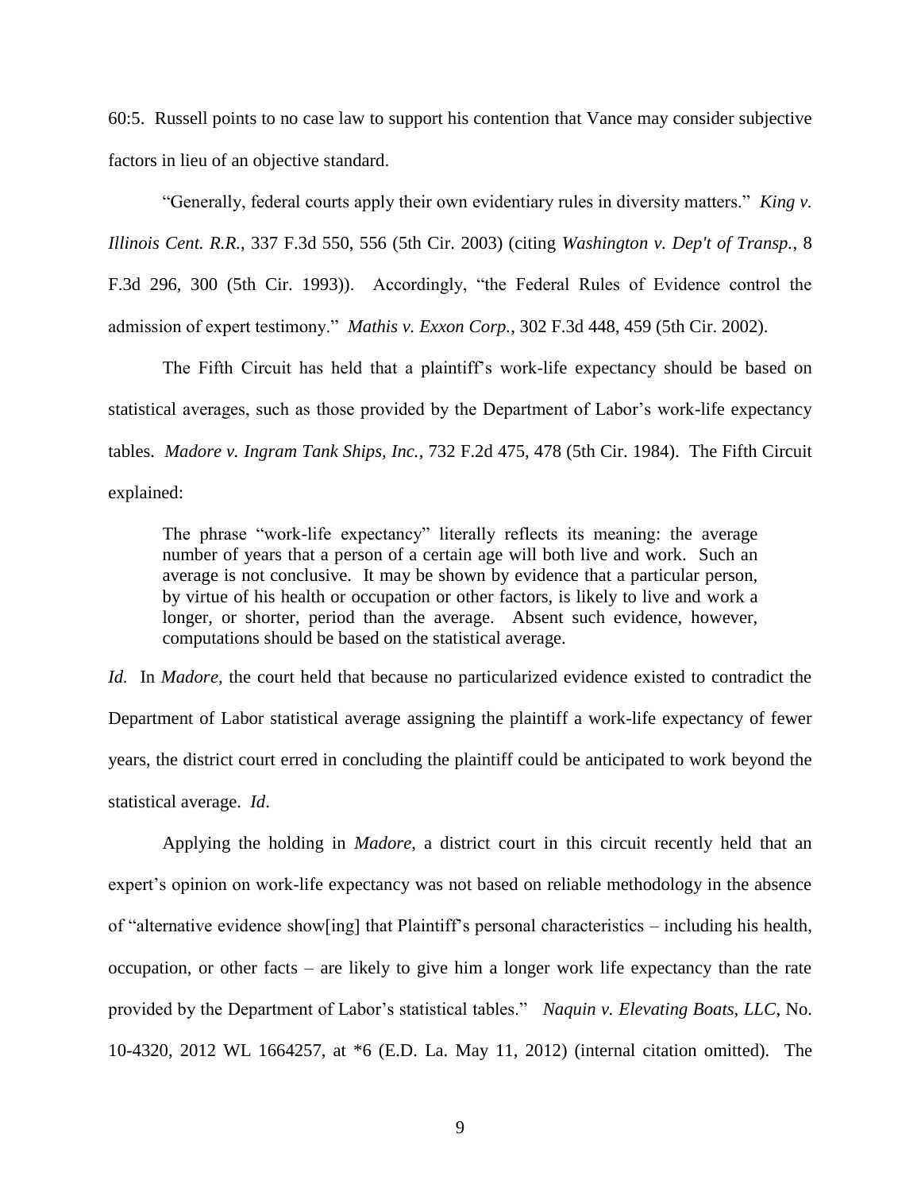60:5. Russell points to no case law to support his contention that Vance may consider subjective factors in lieu of an objective standard.

"Generally, federal courts apply their own evidentiary rules in diversity matters." *King v. Illinois Cent. R.R.*, 337 F.3d 550, 556 (5th Cir. 2003) (citing *Washington v. Dep't of Transp.*, 8 F.3d 296, 300 (5th Cir. 1993)). Accordingly, "the Federal Rules of Evidence control the admission of expert testimony." *Mathis v. Exxon Corp.*, 302 F.3d 448, 459 (5th Cir. 2002).

The Fifth Circuit has held that a plaintiff's work-life expectancy should be based on statistical averages, such as those provided by the Department of Labor's work-life expectancy tables. *Madore v. Ingram Tank Ships, Inc.*, 732 F.2d 475, 478 (5th Cir. 1984). The Fifth Circuit explained:

> The phrase "work-life expectancy" literally reflects its meaning: the average number of years that a person of a certain age will both live and work. Such an average is not conclusive. It may be shown by evidence that a particular person, by virtue of his health or occupation or other factors, is likely to live and work a longer, or shorter, period than the average. Absent such evidence, however, computations should be based on the statistical average.

*Id.* In *Madore*, the court held that because no particularized evidence existed to contradict the Department of Labor statistical average assigning the plaintiff a work-life expectancy of fewer years, the district court erred in concluding the plaintiff could be anticipated to work beyond the statistical average. *Id*.

Applying the holding in *Madore*, a district court in this circuit recently held that an expert's opinion on work-life expectancy was not based on reliable methodology in the absence of "alternative evidence show[ing] that Plaintiff's personal characteristics – including his health, occupation, or other facts – are likely to give him a longer work life expectancy than the rate provided by the Department of Labor's statistical tables." *Naquin v. Elevating Boats, LLC*, No. 10-4320, 2012 WL 1664257, at *6 (E.D. La. May 11, 2012) (internal citation omitted). The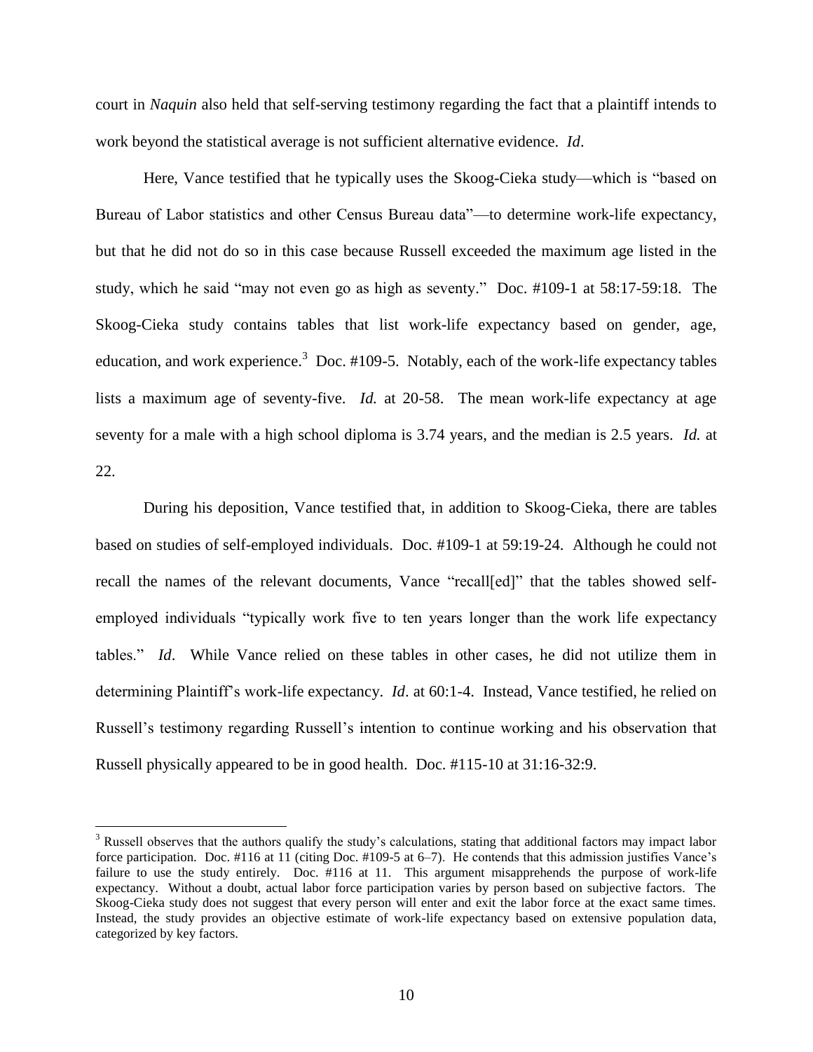court in *Naquin* also held that self-serving testimony regarding the fact that a plaintiff intends to work beyond the statistical average is not sufficient alternative evidence. *Id*.

Here, Vance testified that he typically uses the Skoog-Cieka study—which is "based on Bureau of Labor statistics and other Census Bureau data"—to determine work-life expectancy, but that he did not do so in this case because Russell exceeded the maximum age listed in the study, which he said "may not even go as high as seventy." Doc. #109-1 at 58:17-59:18. The Skoog-Cieka study contains tables that list work-life expectancy based on gender, age, education, and work experience.[3] Doc. #109-5. Notably, each of the work-life expectancy tables lists a maximum age of seventy-five. *Id.* at 20-58. The mean work-life expectancy at age seventy for a male with a high school diploma is 3.74 years, and the median is 2.5 years. *Id.* at 22.

During his deposition, Vance testified that, in addition to Skoog-Cieka, there are tables based on studies of self-employed individuals. Doc. #109-1 at 59:19-24. Although he could not recall the names of the relevant documents, Vance "recall[ed]" that the tables showed self-employed individuals "typically work five to ten years longer than the work life expectancy tables." *Id*. While Vance relied on these tables in other cases, he did not utilize them in determining Plaintiff's work-life expectancy. *Id*. at 60:1-4. Instead, Vance testified, he relied on Russell's testimony regarding Russell's intention to continue working and his observation that Russell physically appeared to be in good health. Doc. #115-10 at 31:16-32:9.

---

[3] Russell observes that the authors qualify the study's calculations, stating that additional factors may impact labor force participation. Doc. #116 at 11 (citing Doc. #109-5 at 6–7). He contends that this admission justifies Vance's failure to use the study entirely. Doc. #116 at 11. This argument misapprehends the purpose of work-life expectancy. Without a doubt, actual labor force participation varies by person based on subjective factors. The Skoog-Cieka study does not suggest that every person will enter and exit the labor force at the exact same times. Instead, the study provides an objective estimate of work-life expectancy based on extensive population data, categorized by key factors.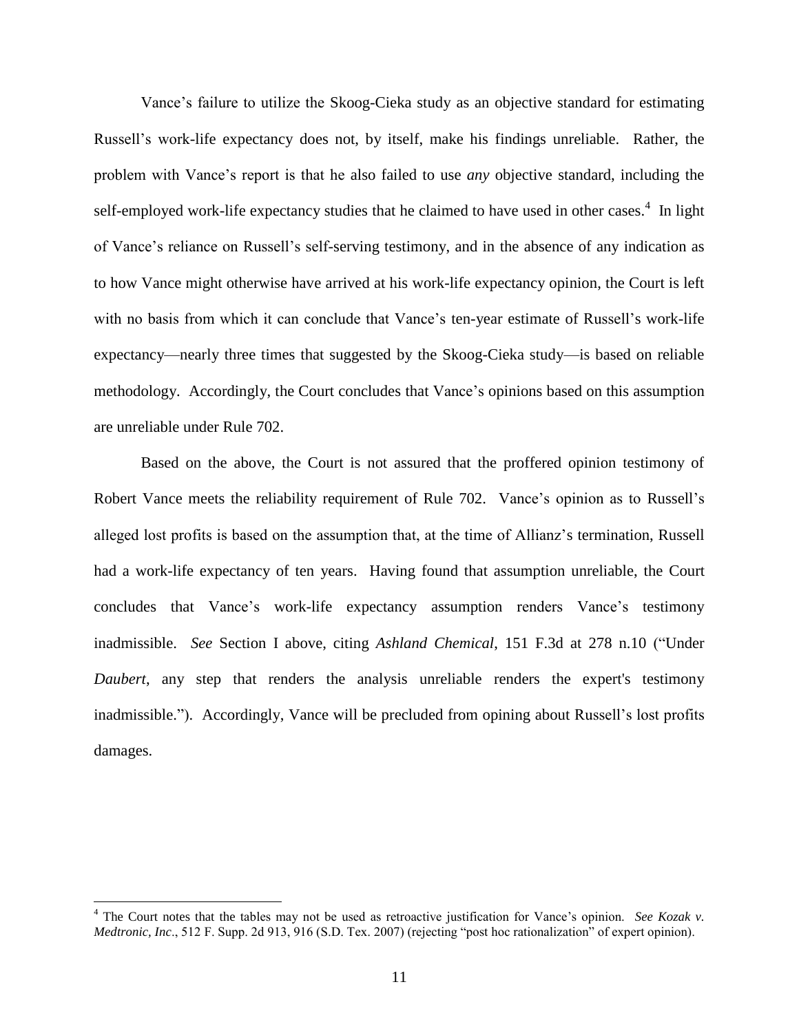Vance's failure to utilize the Skoog-Cieka study as an objective standard for estimating Russell's work-life expectancy does not, by itself, make his findings unreliable. Rather, the problem with Vance's report is that he also failed to use *any* objective standard, including the self-employed work-life expectancy studies that he claimed to have used in other cases.[4] In light of Vance's reliance on Russell's self-serving testimony, and in the absence of any indication as to how Vance might otherwise have arrived at his work-life expectancy opinion, the Court is left with no basis from which it can conclude that Vance's ten-year estimate of Russell's work-life expectancy—nearly three times that suggested by the Skoog-Cieka study—is based on reliable methodology. Accordingly, the Court concludes that Vance's opinions based on this assumption are unreliable under Rule 702.

Based on the above, the Court is not assured that the proffered opinion testimony of Robert Vance meets the reliability requirement of Rule 702. Vance's opinion as to Russell's alleged lost profits is based on the assumption that, at the time of Allianz's termination, Russell had a work-life expectancy of ten years. Having found that assumption unreliable, the Court concludes that Vance's work-life expectancy assumption renders Vance's testimony inadmissible. *See* Section I above, citing *Ashland Chemical*, 151 F.3d at 278 n.10 ("Under *Daubert*, any step that renders the analysis unreliable renders the expert's testimony inadmissible."). Accordingly, Vance will be precluded from opining about Russell's lost profits damages.

---

[4] The Court notes that the tables may not be used as retroactive justification for Vance's opinion. *See Kozak v. Medtronic, Inc*., 512 F. Supp. 2d 913, 916 (S.D. Tex. 2007) (rejecting "post hoc rationalization" of expert opinion).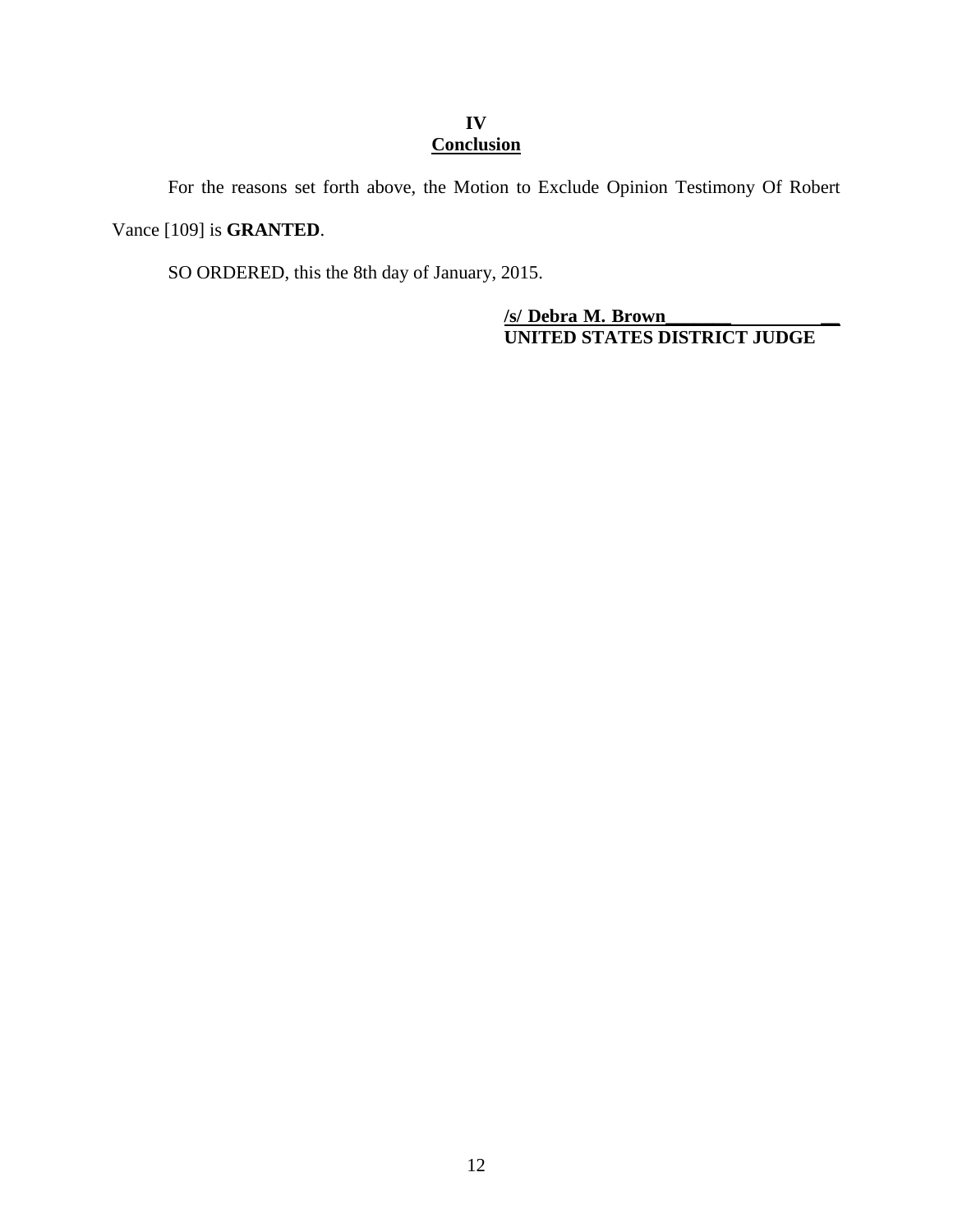## IV
## Conclusion

For the reasons set forth above, the Motion to Exclude Opinion Testimony Of Robert Vance [109] is **GRANTED**.

SO ORDERED, this the 8th day of January, 2015.

**/s/ Debra M. Brown**
**UNITED STATES DISTRICT JUDGE**